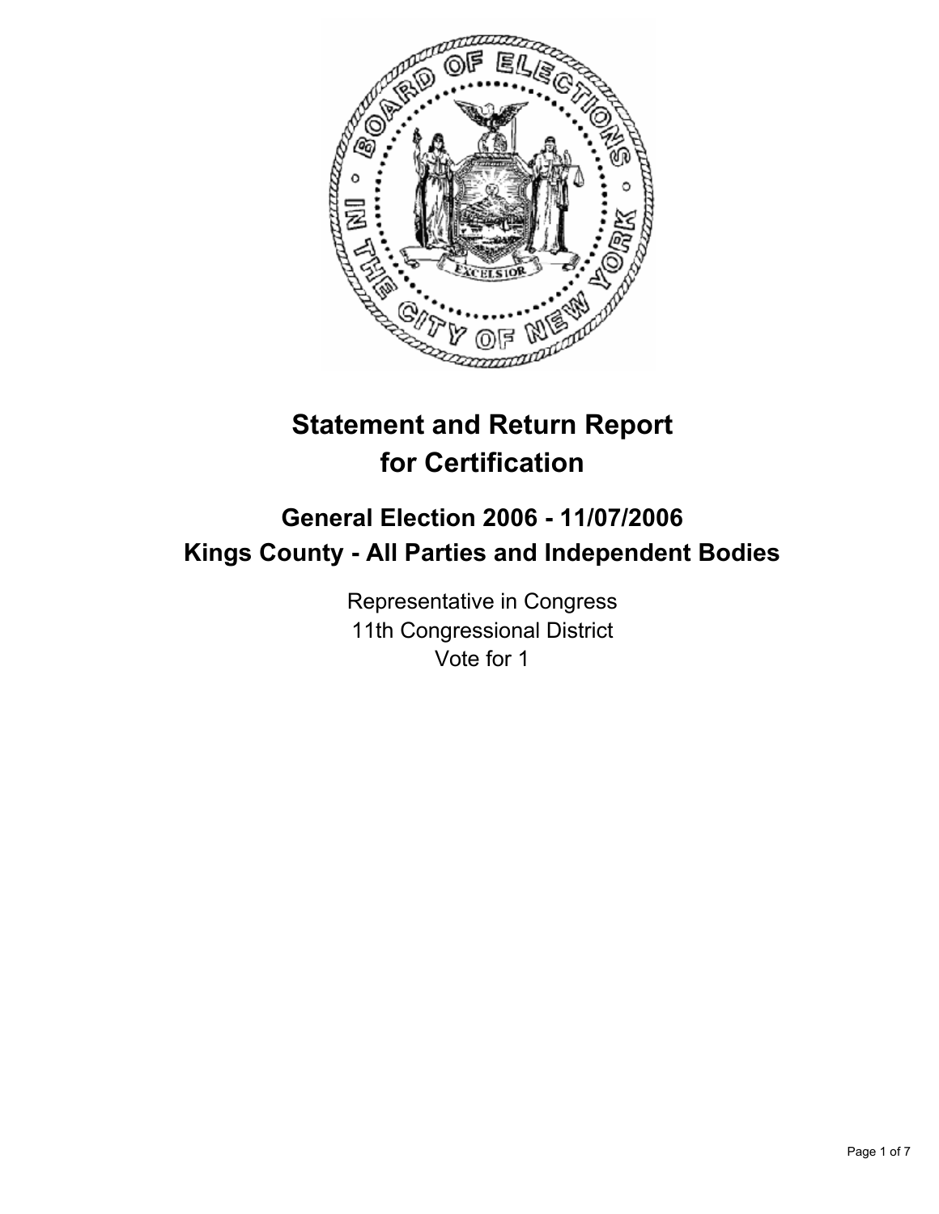# Statement and Return Report for Certification

## General Election 2006 - 11/07/2006
## Kings County - All Parties and Independent Bodies

Representative in Congress
11th Congressional District
Vote for 1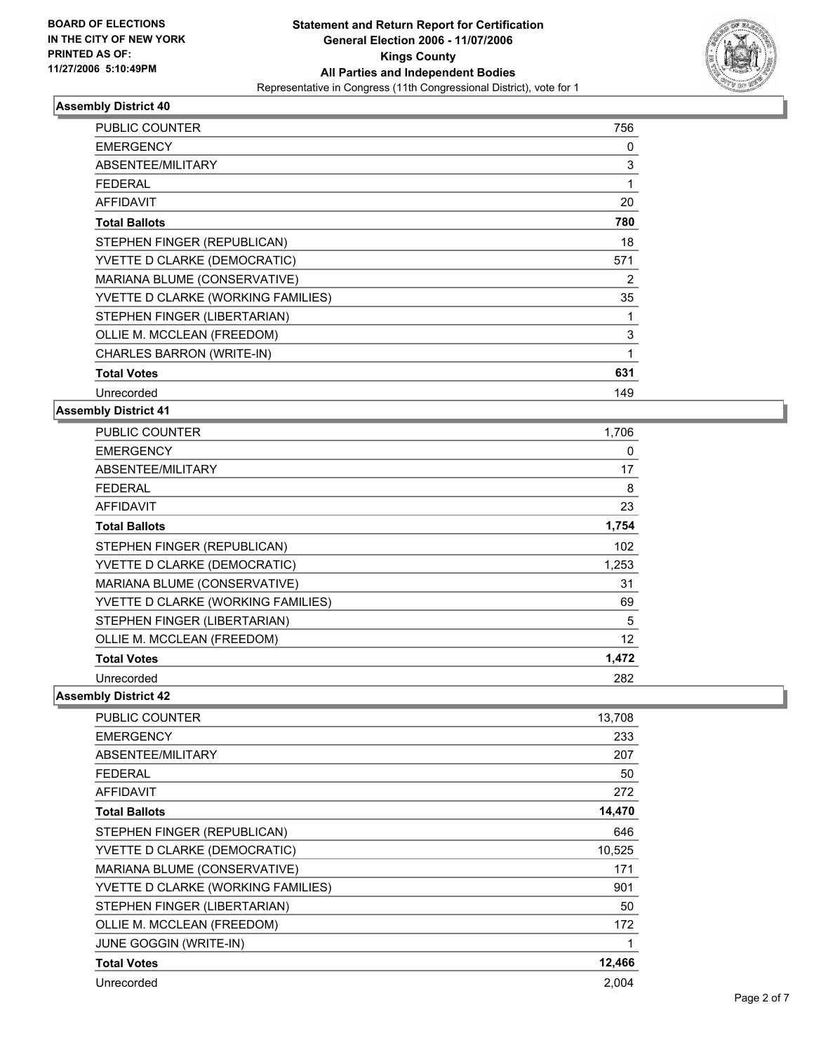**BOARD OF ELECTIONS IN THE CITY OF NEW YORK PRINTED AS OF: 11/27/2006 5:10:49PM**

# Statement and Return Report for Certification
## General Election 2006 - 11/07/2006
## Kings County
## All Parties and Independent Bodies
Representative in Congress (11th Congressional District), vote for 1

### Assembly District 40

| | |
|---|---|
| PUBLIC COUNTER | 756 |
| EMERGENCY | 0 |
| ABSENTEE/MILITARY | 3 |
| FEDERAL | 1 |
| AFFIDAVIT | 20 |
| **Total Ballots** | **780** |
| STEPHEN FINGER (REPUBLICAN) | 18 |
| YVETTE D CLARKE (DEMOCRATIC) | 571 |
| MARIANA BLUME (CONSERVATIVE) | 2 |
| YVETTE D CLARKE (WORKING FAMILIES) | 35 |
| STEPHEN FINGER (LIBERTARIAN) | 1 |
| OLLIE M. MCCLEAN (FREEDOM) | 3 |
| CHARLES BARRON (WRITE-IN) | 1 |
| **Total Votes** | **631** |
| Unrecorded | 149 |

### Assembly District 41

| | |
|---|---|
| PUBLIC COUNTER | 1,706 |
| EMERGENCY | 0 |
| ABSENTEE/MILITARY | 17 |
| FEDERAL | 8 |
| AFFIDAVIT | 23 |
| **Total Ballots** | **1,754** |
| STEPHEN FINGER (REPUBLICAN) | 102 |
| YVETTE D CLARKE (DEMOCRATIC) | 1,253 |
| MARIANA BLUME (CONSERVATIVE) | 31 |
| YVETTE D CLARKE (WORKING FAMILIES) | 69 |
| STEPHEN FINGER (LIBERTARIAN) | 5 |
| OLLIE M. MCCLEAN (FREEDOM) | 12 |
| **Total Votes** | **1,472** |
| Unrecorded | 282 |

### Assembly District 42

| | |
|---|---|
| PUBLIC COUNTER | 13,708 |
| EMERGENCY | 233 |
| ABSENTEE/MILITARY | 207 |
| FEDERAL | 50 |
| AFFIDAVIT | 272 |
| **Total Ballots** | **14,470** |
| STEPHEN FINGER (REPUBLICAN) | 646 |
| YVETTE D CLARKE (DEMOCRATIC) | 10,525 |
| MARIANA BLUME (CONSERVATIVE) | 171 |
| YVETTE D CLARKE (WORKING FAMILIES) | 901 |
| STEPHEN FINGER (LIBERTARIAN) | 50 |
| OLLIE M. MCCLEAN (FREEDOM) | 172 |
| JUNE GOGGIN (WRITE-IN) | 1 |
| **Total Votes** | **12,466** |
| Unrecorded | 2,004 |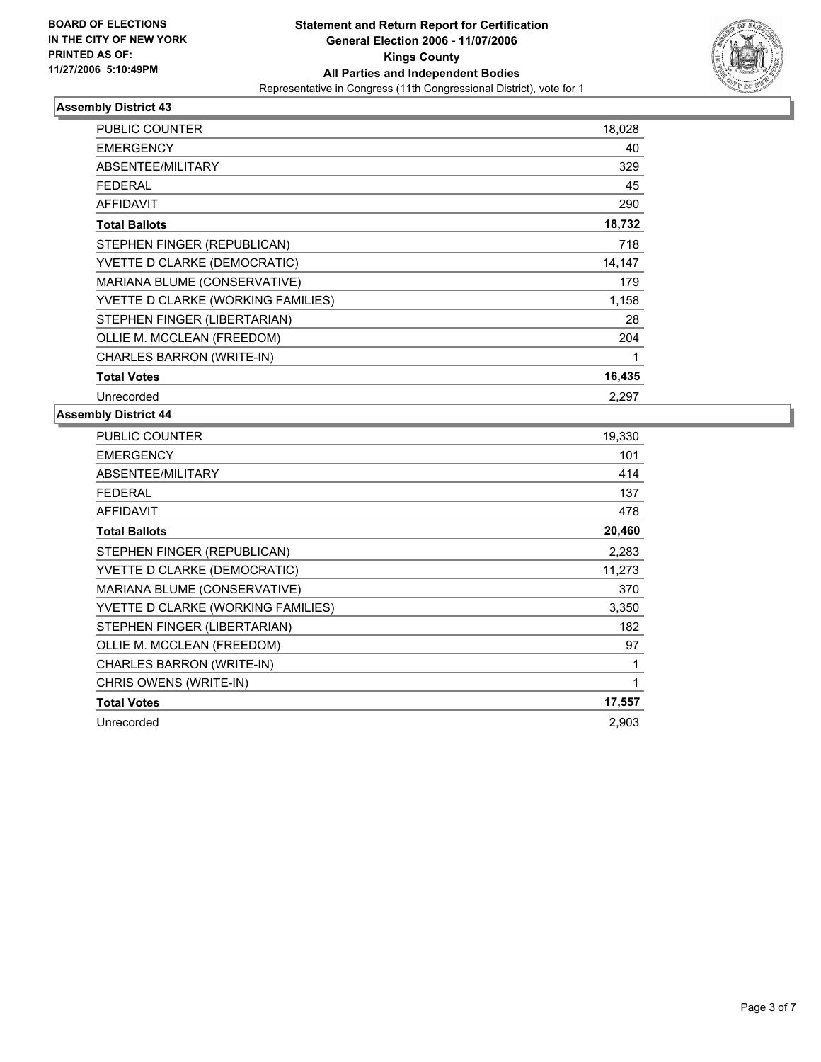**BOARD OF ELECTIONS IN THE CITY OF NEW YORK PRINTED AS OF: 11/27/2006 5:10:49PM**

**Statement and Return Report for Certification**
**General Election 2006 - 11/07/2006**
**Kings County**
**All Parties and Independent Bodies**
Representative in Congress (11th Congressional District), vote for 1

### Assembly District 43

| | |
|---|---|
| PUBLIC COUNTER | 18,028 |
| EMERGENCY | 40 |
| ABSENTEE/MILITARY | 329 |
| FEDERAL | 45 |
| AFFIDAVIT | 290 |
| **Total Ballots** | **18,732** |
| STEPHEN FINGER (REPUBLICAN) | 718 |
| YVETTE D CLARKE (DEMOCRATIC) | 14,147 |
| MARIANA BLUME (CONSERVATIVE) | 179 |
| YVETTE D CLARKE (WORKING FAMILIES) | 1,158 |
| STEPHEN FINGER (LIBERTARIAN) | 28 |
| OLLIE M. MCCLEAN (FREEDOM) | 204 |
| CHARLES BARRON (WRITE-IN) | 1 |
| **Total Votes** | **16,435** |
| Unrecorded | 2,297 |

### Assembly District 44

| | |
|---|---|
| PUBLIC COUNTER | 19,330 |
| EMERGENCY | 101 |
| ABSENTEE/MILITARY | 414 |
| FEDERAL | 137 |
| AFFIDAVIT | 478 |
| **Total Ballots** | **20,460** |
| STEPHEN FINGER (REPUBLICAN) | 2,283 |
| YVETTE D CLARKE (DEMOCRATIC) | 11,273 |
| MARIANA BLUME (CONSERVATIVE) | 370 |
| YVETTE D CLARKE (WORKING FAMILIES) | 3,350 |
| STEPHEN FINGER (LIBERTARIAN) | 182 |
| OLLIE M. MCCLEAN (FREEDOM) | 97 |
| CHARLES BARRON (WRITE-IN) | 1 |
| CHRIS OWENS (WRITE-IN) | 1 |
| **Total Votes** | **17,557** |
| Unrecorded | 2,903 |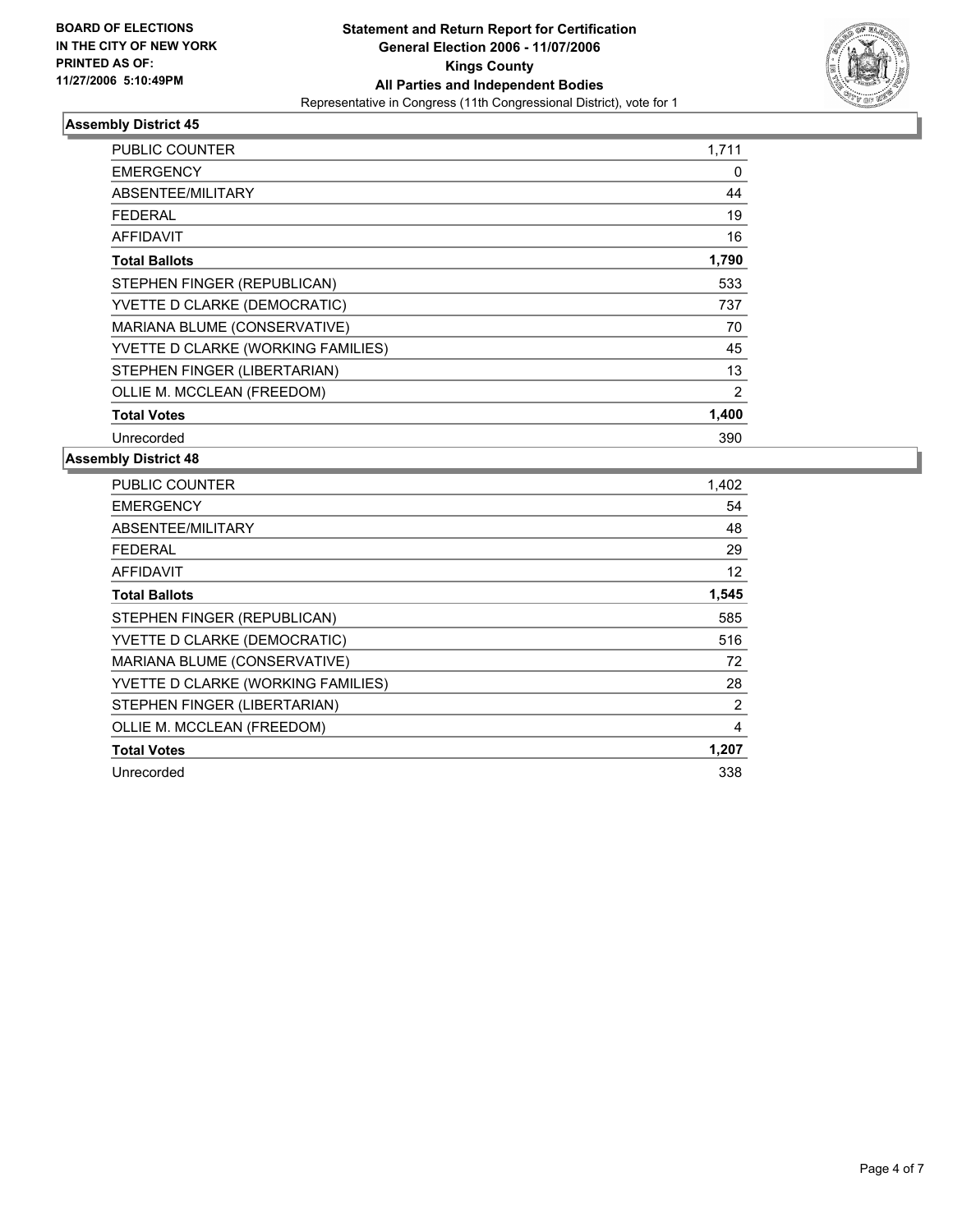**BOARD OF ELECTIONS**
**IN THE CITY OF NEW YORK**
**PRINTED AS OF:**
**11/27/2006 5:10:49PM**

**Statement and Return Report for Certification**
**General Election 2006 - 11/07/2006**
**Kings County**
**All Parties and Independent Bodies**
Representative in Congress (11th Congressional District), vote for 1

### Assembly District 45

| | |
|---|---|
| PUBLIC COUNTER | 1,711 |
| EMERGENCY | 0 |
| ABSENTEE/MILITARY | 44 |
| FEDERAL | 19 |
| AFFIDAVIT | 16 |
| **Total Ballots** | **1,790** |
| STEPHEN FINGER (REPUBLICAN) | 533 |
| YVETTE D CLARKE (DEMOCRATIC) | 737 |
| MARIANA BLUME (CONSERVATIVE) | 70 |
| YVETTE D CLARKE (WORKING FAMILIES) | 45 |
| STEPHEN FINGER (LIBERTARIAN) | 13 |
| OLLIE M. MCCLEAN (FREEDOM) | 2 |
| **Total Votes** | **1,400** |
| Unrecorded | 390 |

### Assembly District 48

| | |
|---|---|
| PUBLIC COUNTER | 1,402 |
| EMERGENCY | 54 |
| ABSENTEE/MILITARY | 48 |
| FEDERAL | 29 |
| AFFIDAVIT | 12 |
| **Total Ballots** | **1,545** |
| STEPHEN FINGER (REPUBLICAN) | 585 |
| YVETTE D CLARKE (DEMOCRATIC) | 516 |
| MARIANA BLUME (CONSERVATIVE) | 72 |
| YVETTE D CLARKE (WORKING FAMILIES) | 28 |
| STEPHEN FINGER (LIBERTARIAN) | 2 |
| OLLIE M. MCCLEAN (FREEDOM) | 4 |
| **Total Votes** | **1,207** |
| Unrecorded | 338 |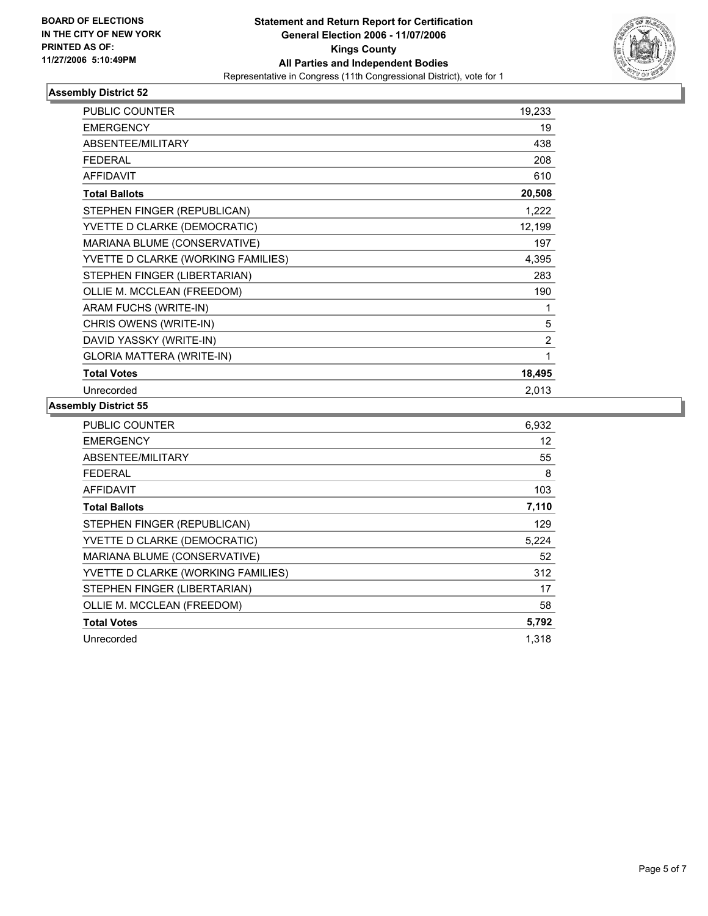BOARD OF ELECTIONS
IN THE CITY OF NEW YORK
PRINTED AS OF:
11/27/2006 5:10:49PM

**Statement and Return Report for Certification**
**General Election 2006 - 11/07/2006**
**Kings County**
**All Parties and Independent Bodies**
Representative in Congress (11th Congressional District), vote for 1

### Assembly District 52

| | |
|---|---|
| PUBLIC COUNTER | 19,233 |
| EMERGENCY | 19 |
| ABSENTEE/MILITARY | 438 |
| FEDERAL | 208 |
| AFFIDAVIT | 610 |
| **Total Ballots** | **20,508** |
| STEPHEN FINGER (REPUBLICAN) | 1,222 |
| YVETTE D CLARKE (DEMOCRATIC) | 12,199 |
| MARIANA BLUME (CONSERVATIVE) | 197 |
| YVETTE D CLARKE (WORKING FAMILIES) | 4,395 |
| STEPHEN FINGER (LIBERTARIAN) | 283 |
| OLLIE M. MCCLEAN (FREEDOM) | 190 |
| ARAM FUCHS (WRITE-IN) | 1 |
| CHRIS OWENS (WRITE-IN) | 5 |
| DAVID YASSKY (WRITE-IN) | 2 |
| GLORIA MATTERA (WRITE-IN) | 1 |
| **Total Votes** | **18,495** |
| Unrecorded | 2,013 |

### Assembly District 55

| | |
|---|---|
| PUBLIC COUNTER | 6,932 |
| EMERGENCY | 12 |
| ABSENTEE/MILITARY | 55 |
| FEDERAL | 8 |
| AFFIDAVIT | 103 |
| **Total Ballots** | **7,110** |
| STEPHEN FINGER (REPUBLICAN) | 129 |
| YVETTE D CLARKE (DEMOCRATIC) | 5,224 |
| MARIANA BLUME (CONSERVATIVE) | 52 |
| YVETTE D CLARKE (WORKING FAMILIES) | 312 |
| STEPHEN FINGER (LIBERTARIAN) | 17 |
| OLLIE M. MCCLEAN (FREEDOM) | 58 |
| **Total Votes** | **5,792** |
| Unrecorded | 1,318 |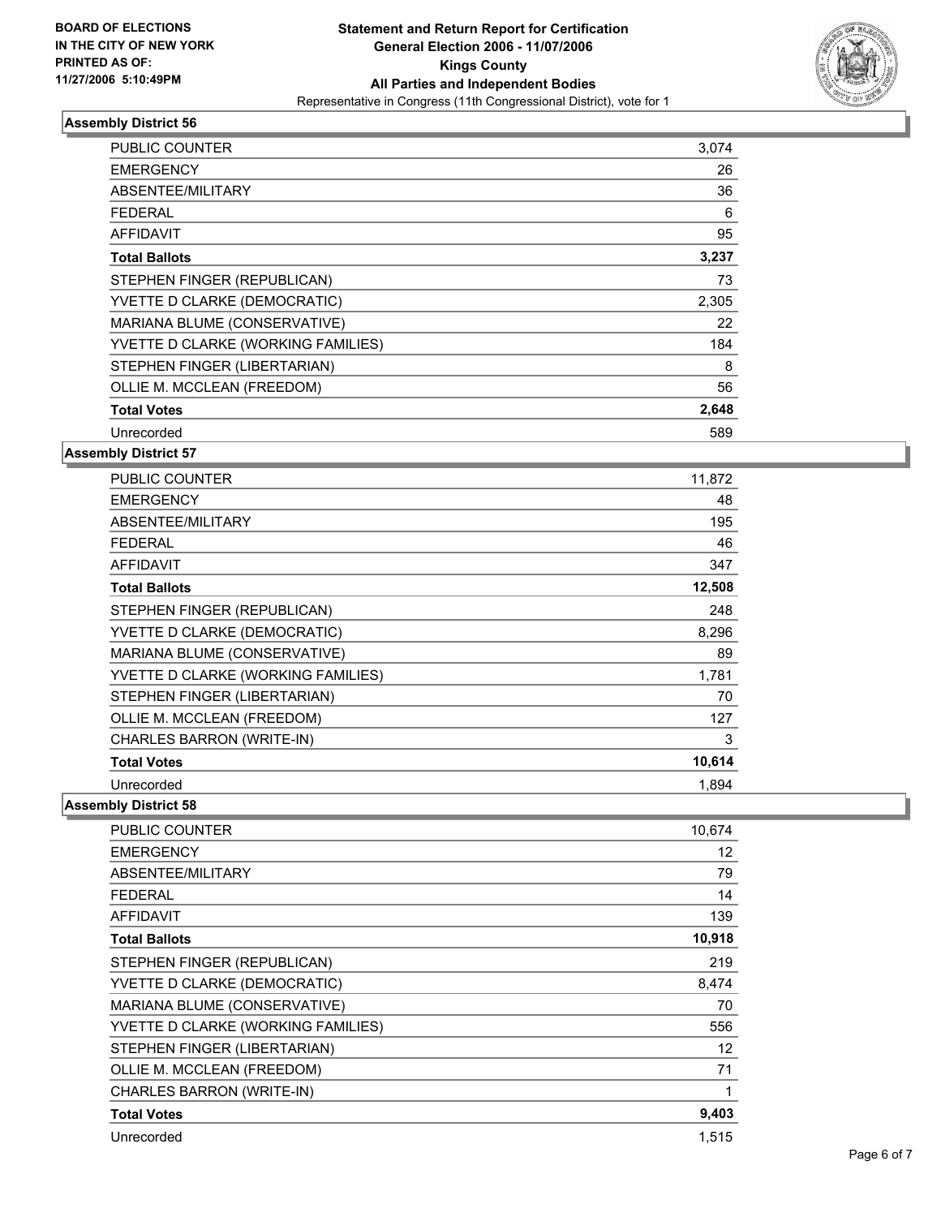**BOARD OF ELECTIONS IN THE CITY OF NEW YORK PRINTED AS OF: 11/27/2006 5:10:49PM**

**Statement and Return Report for Certification General Election 2006 - 11/07/2006 Kings County All Parties and Independent Bodies**

Representative in Congress (11th Congressional District), vote for 1

### Assembly District 56

| | |
|---|---|
| PUBLIC COUNTER | 3,074 |
| EMERGENCY | 26 |
| ABSENTEE/MILITARY | 36 |
| FEDERAL | 6 |
| AFFIDAVIT | 95 |
| **Total Ballots** | **3,237** |
| STEPHEN FINGER (REPUBLICAN) | 73 |
| YVETTE D CLARKE (DEMOCRATIC) | 2,305 |
| MARIANA BLUME (CONSERVATIVE) | 22 |
| YVETTE D CLARKE (WORKING FAMILIES) | 184 |
| STEPHEN FINGER (LIBERTARIAN) | 8 |
| OLLIE M. MCCLEAN (FREEDOM) | 56 |
| **Total Votes** | **2,648** |
| Unrecorded | 589 |

### Assembly District 57

| | |
|---|---|
| PUBLIC COUNTER | 11,872 |
| EMERGENCY | 48 |
| ABSENTEE/MILITARY | 195 |
| FEDERAL | 46 |
| AFFIDAVIT | 347 |
| **Total Ballots** | **12,508** |
| STEPHEN FINGER (REPUBLICAN) | 248 |
| YVETTE D CLARKE (DEMOCRATIC) | 8,296 |
| MARIANA BLUME (CONSERVATIVE) | 89 |
| YVETTE D CLARKE (WORKING FAMILIES) | 1,781 |
| STEPHEN FINGER (LIBERTARIAN) | 70 |
| OLLIE M. MCCLEAN (FREEDOM) | 127 |
| CHARLES BARRON (WRITE-IN) | 3 |
| **Total Votes** | **10,614** |
| Unrecorded | 1,894 |

### Assembly District 58

| | |
|---|---|
| PUBLIC COUNTER | 10,674 |
| EMERGENCY | 12 |
| ABSENTEE/MILITARY | 79 |
| FEDERAL | 14 |
| AFFIDAVIT | 139 |
| **Total Ballots** | **10,918** |
| STEPHEN FINGER (REPUBLICAN) | 219 |
| YVETTE D CLARKE (DEMOCRATIC) | 8,474 |
| MARIANA BLUME (CONSERVATIVE) | 70 |
| YVETTE D CLARKE (WORKING FAMILIES) | 556 |
| STEPHEN FINGER (LIBERTARIAN) | 12 |
| OLLIE M. MCCLEAN (FREEDOM) | 71 |
| CHARLES BARRON (WRITE-IN) | 1 |
| **Total Votes** | **9,403** |
| Unrecorded | 1,515 |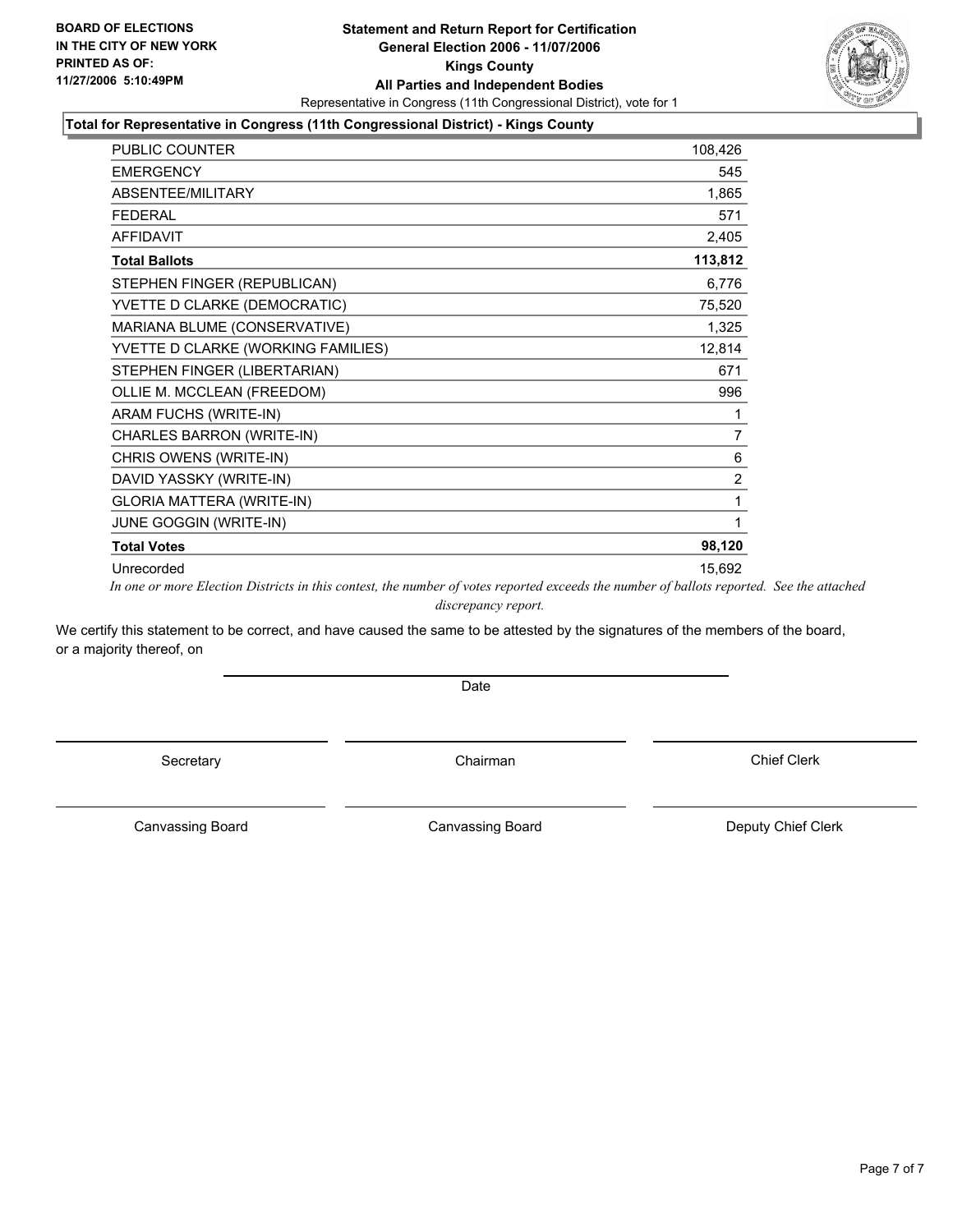**BOARD OF ELECTIONS IN THE CITY OF NEW YORK PRINTED AS OF: 11/27/2006 5:10:49PM**

**Statement and Return Report for Certification**
**General Election 2006 - 11/07/2006**
**Kings County**
**All Parties and Independent Bodies**
Representative in Congress (11th Congressional District), vote for 1

### Total for Representative in Congress (11th Congressional District) - Kings County

| | |
|---|---|
| PUBLIC COUNTER | 108,426 |
| EMERGENCY | 545 |
| ABSENTEE/MILITARY | 1,865 |
| FEDERAL | 571 |
| AFFIDAVIT | 2,405 |
| **Total Ballots** | **113,812** |
| STEPHEN FINGER (REPUBLICAN) | 6,776 |
| YVETTE D CLARKE (DEMOCRATIC) | 75,520 |
| MARIANA BLUME (CONSERVATIVE) | 1,325 |
| YVETTE D CLARKE (WORKING FAMILIES) | 12,814 |
| STEPHEN FINGER (LIBERTARIAN) | 671 |
| OLLIE M. MCCLEAN (FREEDOM) | 996 |
| ARAM FUCHS (WRITE-IN) | 1 |
| CHARLES BARRON (WRITE-IN) | 7 |
| CHRIS OWENS (WRITE-IN) | 6 |
| DAVID YASSKY (WRITE-IN) | 2 |
| GLORIA MATTERA (WRITE-IN) | 1 |
| JUNE GOGGIN (WRITE-IN) | 1 |
| **Total Votes** | **98,120** |
| Unrecorded | 15,692 |

*In one or more Election Districts in this contest, the number of votes reported exceeds the number of ballots reported. See the attached discrepancy report.*

We certify this statement to be correct, and have caused the same to be attested by the signatures of the members of the board, or a majority thereof, on

Date

Secretary | Chairman | Chief Clerk

Canvassing Board | Canvassing Board | Deputy Chief Clerk